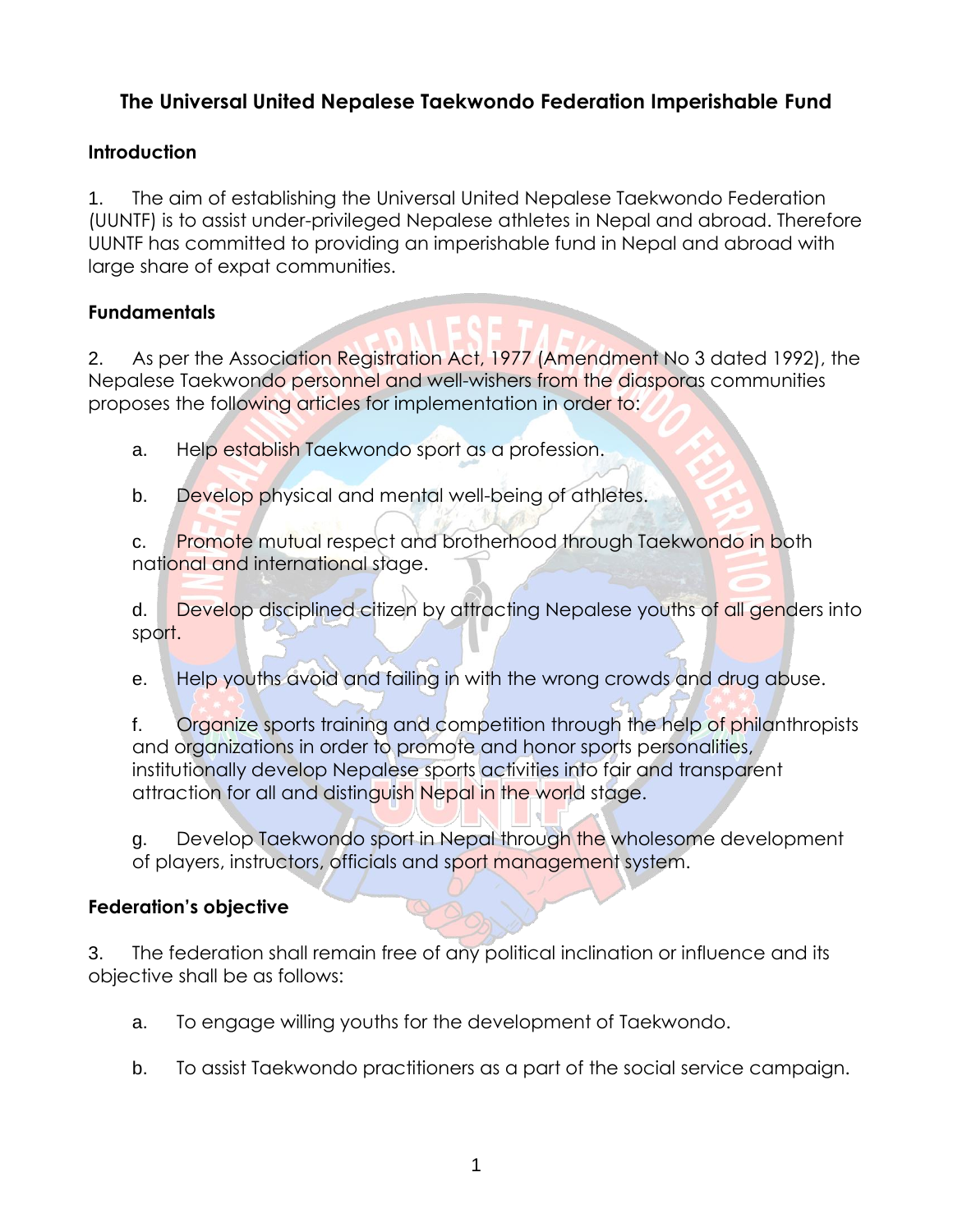# The Universal United Nepalese Taekwondo Federation Imperishable Fund

## Introduction

1. The aim of establishing the Universal United Nepalese Taekwondo Federation (UUNTF) is to assist under-privileged Nepalese athletes in Nepal and abroad. Therefore UUNTF has committed to providing an imperishable fund in Nepal and abroad with large share of expat communities.

## Fundamentals

2. As per the Association Registration Act, 1977 (Amendment No 3 dated 1992), the Nepalese Taekwondo personnel and well-wishers from the diasporas communities proposes the following articles for implementation in order to:

   a. Help establish Taekwondo sport as a profession.

   b. Develop physical and mental well-being of athletes.

   c. Promote mutual respect and brotherhood through Taekwondo in both national and international stage.

   d. Develop disciplined citizen by attracting Nepalese youths of all genders into sport.

   e. Help youths avoid and failing in with the wrong crowds and drug abuse.

   f. Organize sports training and competition through the help of philanthropists and organizations in order to promote and honor sports personalities, institutionally develop Nepalese sports activities into fair and transparent attraction for all and distinguish Nepal in the world stage.

   g. Develop Taekwondo sport in Nepal through the wholesome development of players, instructors, officials and sport management system.

## Federation's objective

3. The federation shall remain free of any political inclination or influence and its objective shall be as follows:

   a. To engage willing youths for the development of Taekwondo.

   b. To assist Taekwondo practitioners as a part of the social service campaign.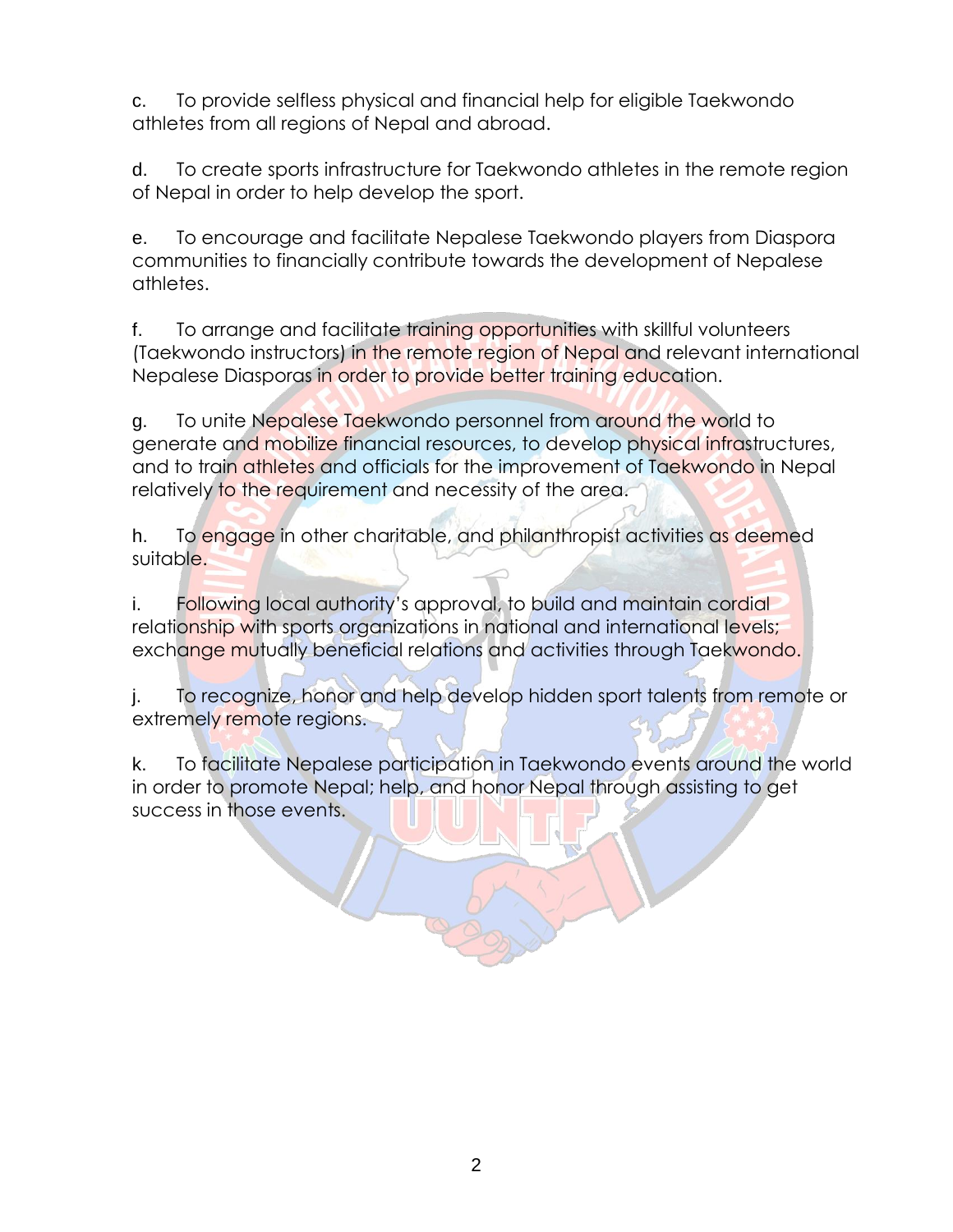c. To provide selfless physical and financial help for eligible Taekwondo athletes from all regions of Nepal and abroad.

d. To create sports infrastructure for Taekwondo athletes in the remote region of Nepal in order to help develop the sport.

e. To encourage and facilitate Nepalese Taekwondo players from Diaspora communities to financially contribute towards the development of Nepalese athletes.

f. To arrange and facilitate training opportunities with skillful volunteers (Taekwondo instructors) in the remote region of Nepal and relevant international Nepalese Diasporas in order to provide better training education.

g. To unite Nepalese Taekwondo personnel from around the world to generate and mobilize financial resources, to develop physical infrastructures, and to train athletes and officials for the improvement of Taekwondo in Nepal relatively to the requirement and necessity of the area.

h. To engage in other charitable, and philanthropist activities as deemed suitable.

i. Following local authority's approval, to build and maintain cordial relationship with sports organizations in national and international levels; exchange mutually beneficial relations and activities through Taekwondo.

j. To recognize, honor and help develop hidden sport talents from remote or extremely remote regions.

k. To facilitate Nepalese participation in Taekwondo events around the world in order to promote Nepal; help, and honor Nepal through assisting to get success in those events.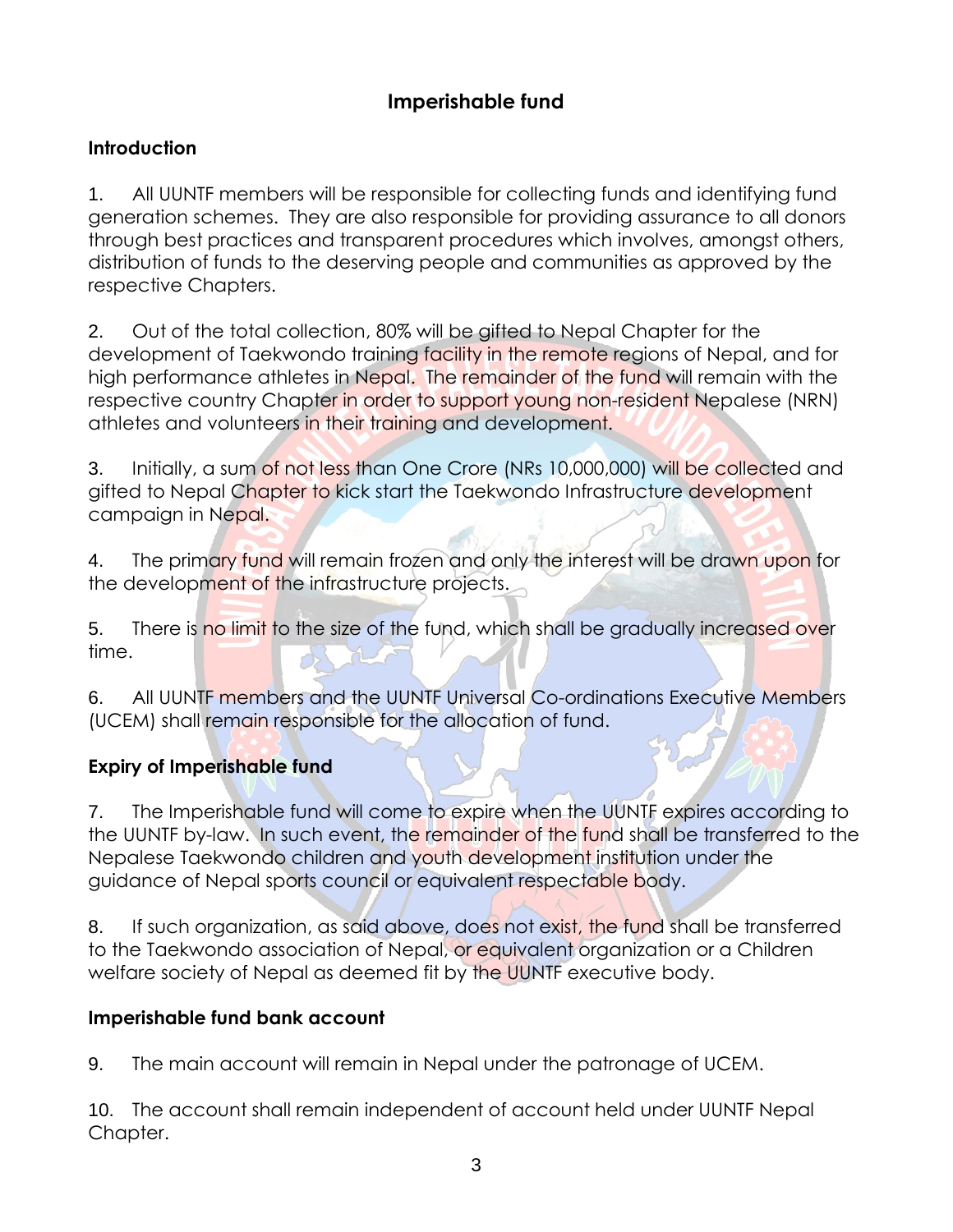# Imperishable fund

## Introduction

1. All UUNTF members will be responsible for collecting funds and identifying fund generation schemes. They are also responsible for providing assurance to all donors through best practices and transparent procedures which involves, amongst others, distribution of funds to the deserving people and communities as approved by the respective Chapters.

2. Out of the total collection, 80% will be gifted to Nepal Chapter for the development of Taekwondo training facility in the remote regions of Nepal, and for high performance athletes in Nepal. The remainder of the fund will remain with the respective country Chapter in order to support young non-resident Nepalese (NRN) athletes and volunteers in their training and development.

3. Initially, a sum of not less than One Crore (NRs 10,000,000) will be collected and gifted to Nepal Chapter to kick start the Taekwondo Infrastructure development campaign in Nepal.

4. The primary fund will remain frozen and only the interest will be drawn upon for the development of the infrastructure projects.

5. There is no limit to the size of the fund, which shall be gradually increased over time.

6. All UUNTF members and the UUNTF Universal Co-ordinations Executive Members (UCEM) shall remain responsible for the allocation of fund.

## Expiry of Imperishable fund

7. The Imperishable fund will come to expire when the UUNTF expires according to the UUNTF by-law. In such event, the remainder of the fund shall be transferred to the Nepalese Taekwondo children and youth development institution under the guidance of Nepal sports council or equivalent respectable body.

8. If such organization, as said above, does not exist, the fund shall be transferred to the Taekwondo association of Nepal, or equivalent organization or a Children welfare society of Nepal as deemed fit by the UUNTF executive body.

## Imperishable fund bank account

9. The main account will remain in Nepal under the patronage of UCEM.

10. The account shall remain independent of account held under UUNTF Nepal Chapter.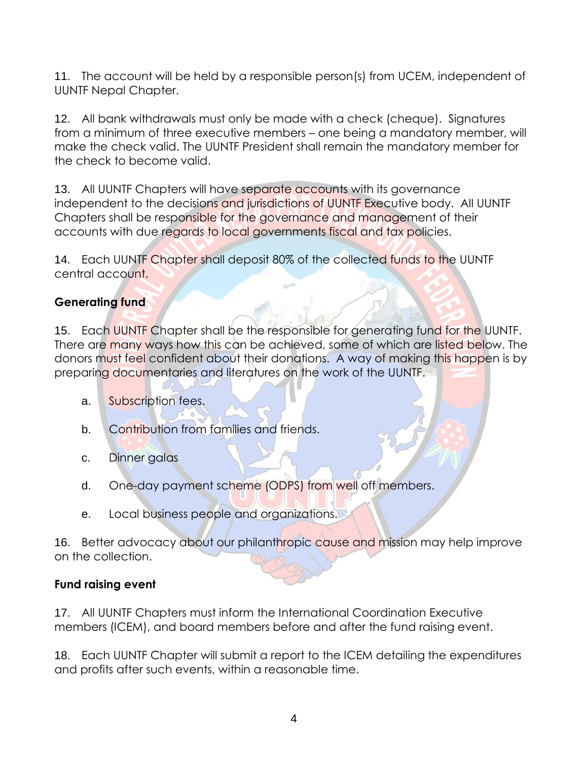11. The account will be held by a responsible person(s) from UCEM, independent of UUNTF Nepal Chapter.

12. All bank withdrawals must only be made with a check (cheque). Signatures from a minimum of three executive members – one being a mandatory member, will make the check valid. The UUNTF President shall remain the mandatory member for the check to become valid.

13. All UUNTF Chapters will have separate accounts with its governance independent to the decisions and jurisdictions of UUNTF Executive body. All UUNTF Chapters shall be responsible for the governance and management of their accounts with due regards to local governments fiscal and tax policies.

14. Each UUNTF Chapter shall deposit 80% of the collected funds to the UUNTF central account.

**Generating fund**

15. Each UUNTF Chapter shall be the responsible for generating fund for the UUNTF. There are many ways how this can be achieved, some of which are listed below. The donors must feel confident about their donations. A way of making this happen is by preparing documentaries and literatures on the work of the UUNTF.

a. Subscription fees.

b. Contribution from families and friends.

c. Dinner galas

d. One-day payment scheme (ODPS) from well off members.

e. Local business people and organizations.

16. Better advocacy about our philanthropic cause and mission may help improve on the collection.

**Fund raising event**

17. All UUNTF Chapters must inform the International Coordination Executive members (ICEM), and board members before and after the fund raising event.

18. Each UUNTF Chapter will submit a report to the ICEM detailing the expenditures and profits after such events, within a reasonable time.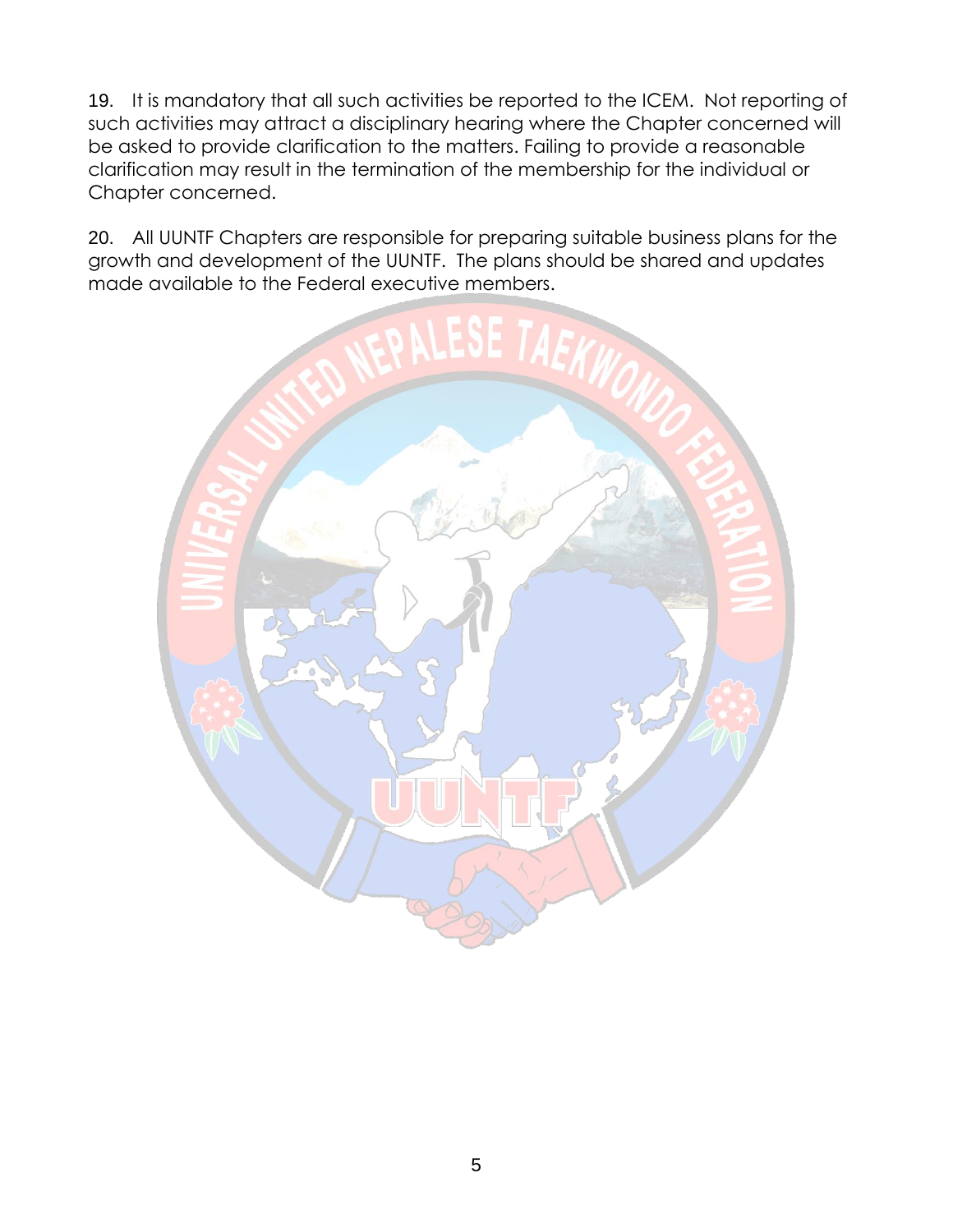19. It is mandatory that all such activities be reported to the ICEM. Not reporting of such activities may attract a disciplinary hearing where the Chapter concerned will be asked to provide clarification to the matters. Failing to provide a reasonable clarification may result in the termination of the membership for the individual or Chapter concerned.

20. All UUNTF Chapters are responsible for preparing suitable business plans for the growth and development of the UUNTF. The plans should be shared and updates made available to the Federal executive members.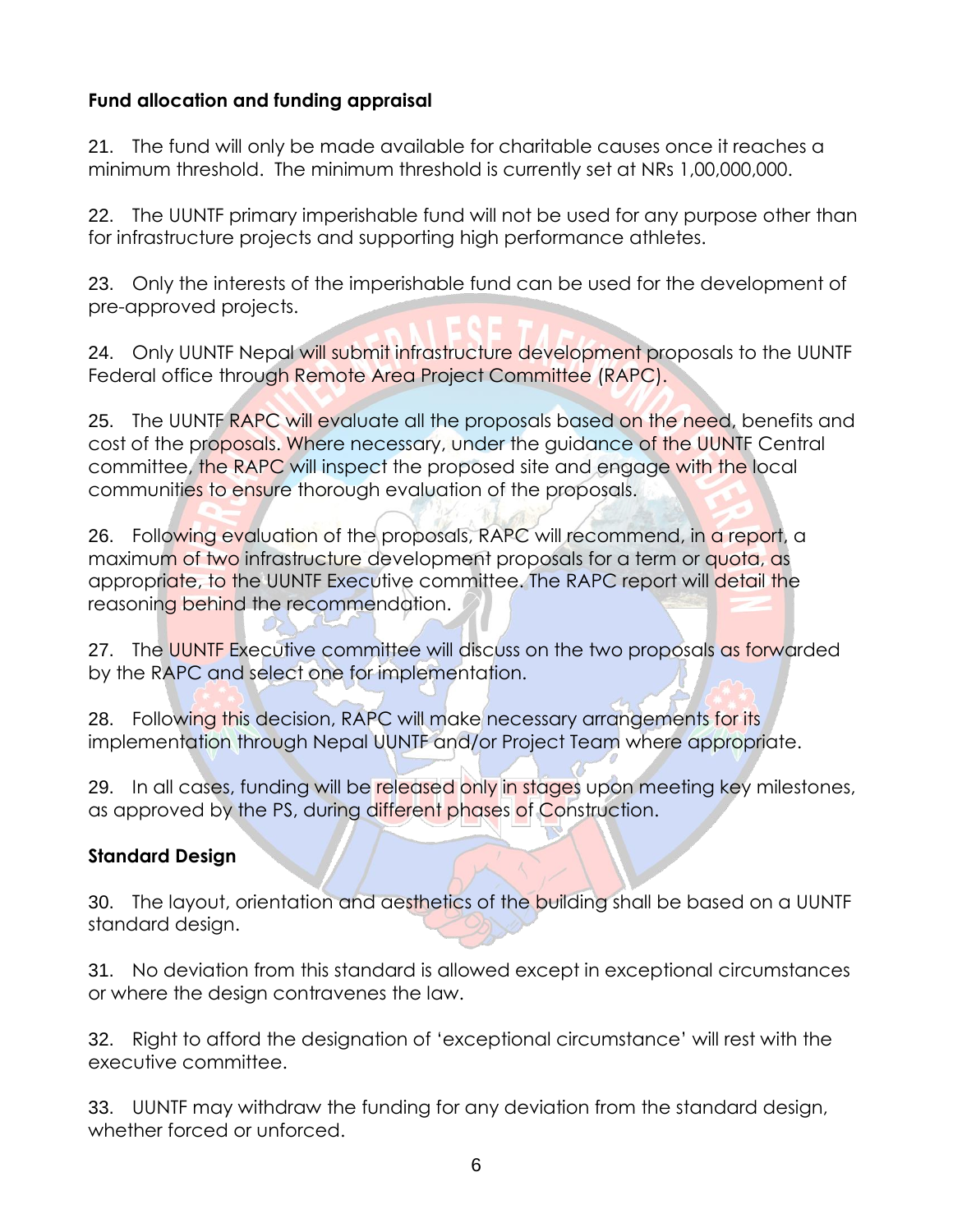**Fund allocation and funding appraisal**

21. The fund will only be made available for charitable causes once it reaches a minimum threshold. The minimum threshold is currently set at NRs 1,00,000,000.

22. The UUNTF primary imperishable fund will not be used for any purpose other than for infrastructure projects and supporting high performance athletes.

23. Only the interests of the imperishable fund can be used for the development of pre-approved projects.

24. Only UUNTF Nepal will submit infrastructure development proposals to the UUNTF Federal office through Remote Area Project Committee (RAPC).

25. The UUNTF RAPC will evaluate all the proposals based on the need, benefits and cost of the proposals. Where necessary, under the guidance of the UUNTF Central committee, the RAPC will inspect the proposed site and engage with the local communities to ensure thorough evaluation of the proposals.

26. Following evaluation of the proposals, RAPC will recommend, in a report, a maximum of two infrastructure development proposals for a term or quota, as appropriate, to the UUNTF Executive committee. The RAPC report will detail the reasoning behind the recommendation.

27. The UUNTF Executive committee will discuss on the two proposals as forwarded by the RAPC and select one for implementation.

28. Following this decision, RAPC will make necessary arrangements for its implementation through Nepal UUNTF and/or Project Team where appropriate.

29. In all cases, funding will be released only in stages upon meeting key milestones, as approved by the PS, during different phases of Construction.

**Standard Design**

30. The layout, orientation and aesthetics of the building shall be based on a UUNTF standard design.

31. No deviation from this standard is allowed except in exceptional circumstances or where the design contravenes the law.

32. Right to afford the designation of 'exceptional circumstance' will rest with the executive committee.

33. UUNTF may withdraw the funding for any deviation from the standard design, whether forced or unforced.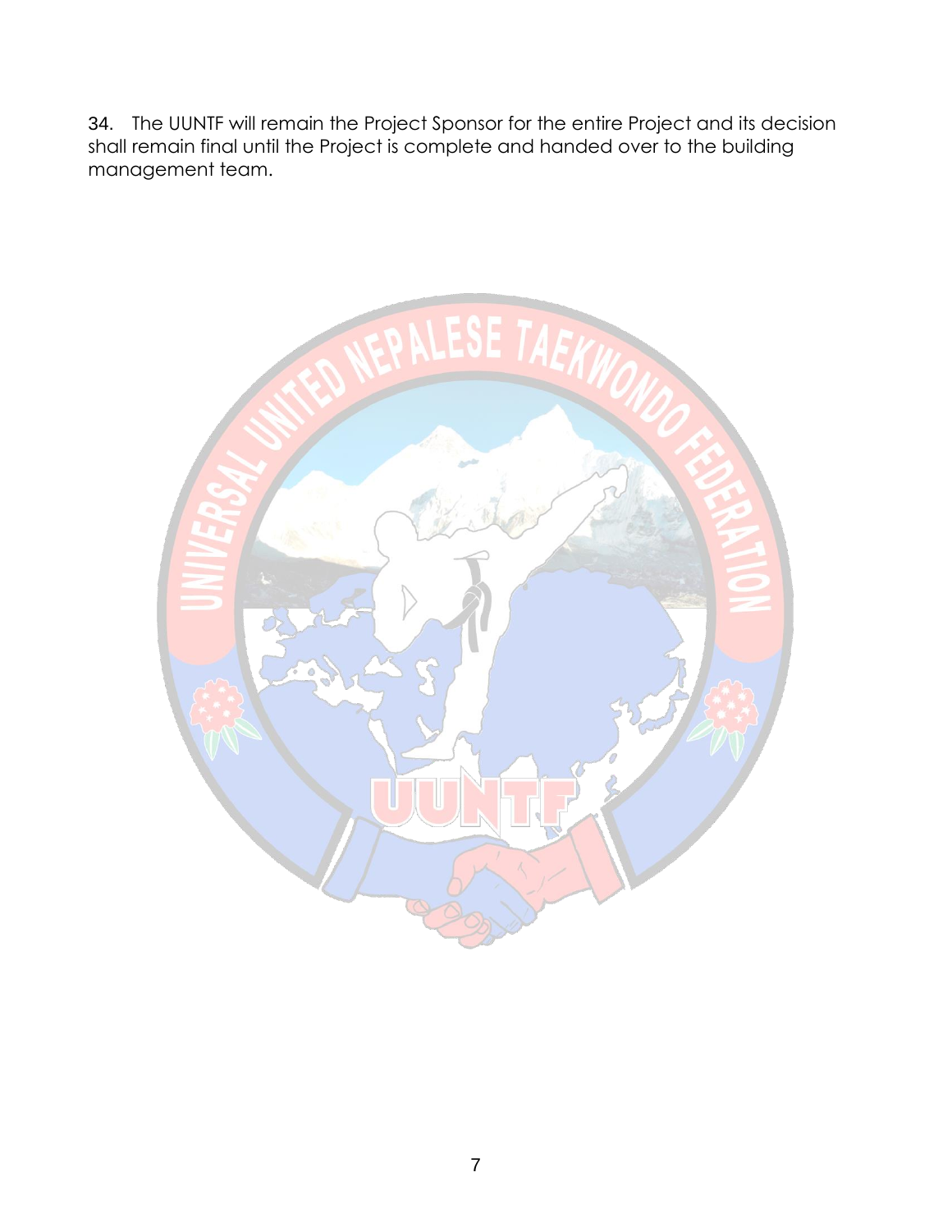34. The UUNTF will remain the Project Sponsor for the entire Project and its decision shall remain final until the Project is complete and handed over to the building management team.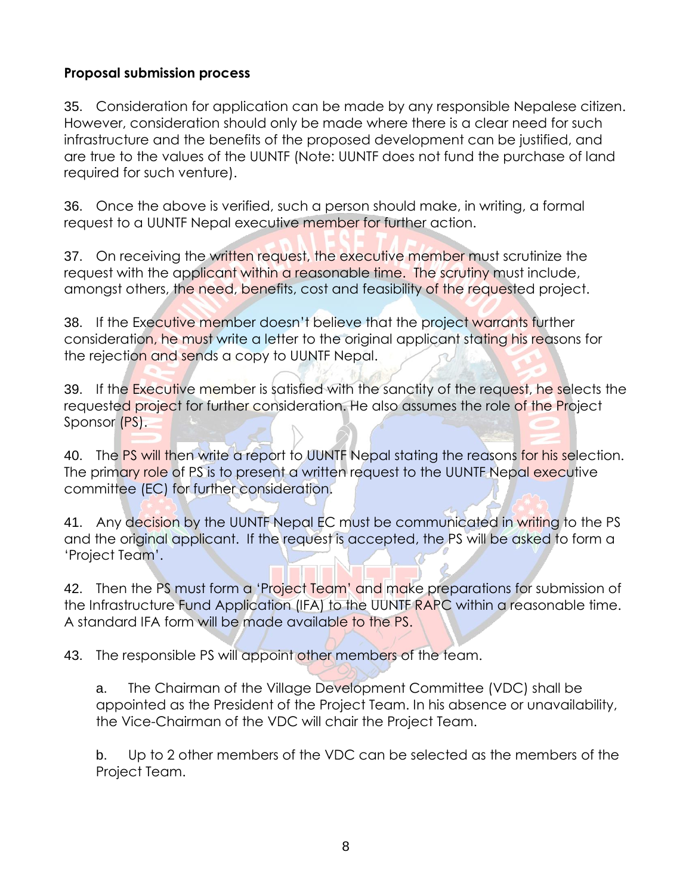**Proposal submission process**

35. Consideration for application can be made by any responsible Nepalese citizen. However, consideration should only be made where there is a clear need for such infrastructure and the benefits of the proposed development can be justified, and are true to the values of the UUNTF (Note: UUNTF does not fund the purchase of land required for such venture).

36. Once the above is verified, such a person should make, in writing, a formal request to a UUNTF Nepal executive member for further action.

37. On receiving the written request, the executive member must scrutinize the request with the applicant within a reasonable time. The scrutiny must include, amongst others, the need, benefits, cost and feasibility of the requested project.

38. If the Executive member doesn't believe that the project warrants further consideration, he must write a letter to the original applicant stating his reasons for the rejection and sends a copy to UUNTF Nepal.

39. If the Executive member is satisfied with the sanctity of the request, he selects the requested project for further consideration. He also assumes the role of the Project Sponsor (PS).

40. The PS will then write a report to UUNTF Nepal stating the reasons for his selection. The primary role of PS is to present a written request to the UUNTF Nepal executive committee (EC) for further consideration.

41. Any decision by the UUNTF Nepal EC must be communicated in writing to the PS and the original applicant. If the request is accepted, the PS will be asked to form a 'Project Team'.

42. Then the PS must form a 'Project Team' and make preparations for submission of the Infrastructure Fund Application (IFA) to the UUNTF RAPC within a reasonable time. A standard IFA form will be made available to the PS.

43. The responsible PS will appoint other members of the team.

a. The Chairman of the Village Development Committee (VDC) shall be appointed as the President of the Project Team. In his absence or unavailability, the Vice-Chairman of the VDC will chair the Project Team.

b. Up to 2 other members of the VDC can be selected as the members of the Project Team.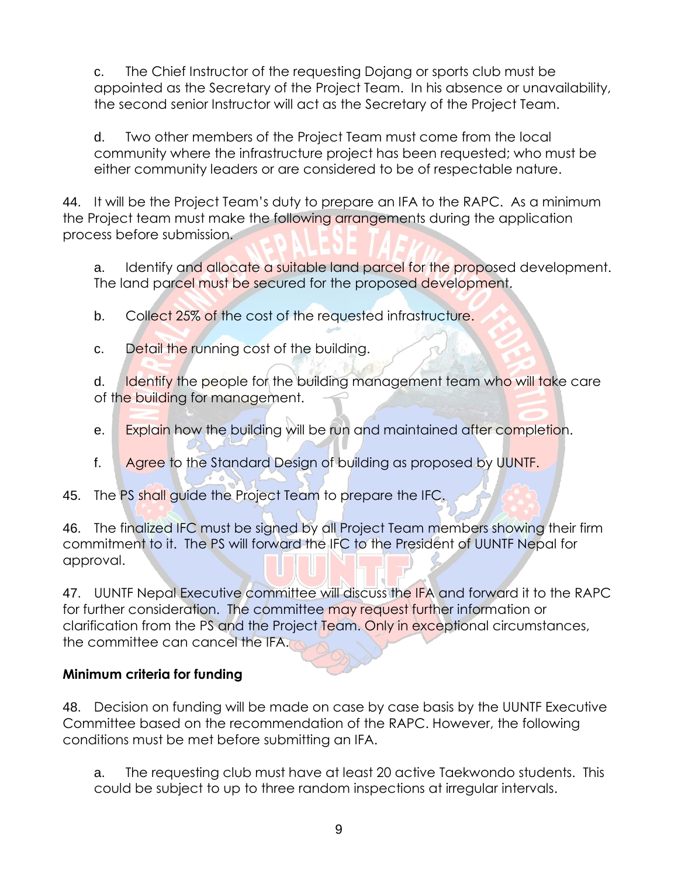c. The Chief Instructor of the requesting Dojang or sports club must be appointed as the Secretary of the Project Team. In his absence or unavailability, the second senior Instructor will act as the Secretary of the Project Team.

d. Two other members of the Project Team must come from the local community where the infrastructure project has been requested; who must be either community leaders or are considered to be of respectable nature.

44. It will be the Project Team's duty to prepare an IFA to the RAPC. As a minimum the Project team must make the following arrangements during the application process before submission.

a. Identify and allocate a suitable land parcel for the proposed development. The land parcel must be secured for the proposed development.

b. Collect 25% of the cost of the requested infrastructure.

c. Detail the running cost of the building.

d. Identify the people for the building management team who will take care of the building for management.

e. Explain how the building will be run and maintained after completion.

f. Agree to the Standard Design of building as proposed by UUNTF.

45. The PS shall guide the Project Team to prepare the IFC.

46. The finalized IFC must be signed by all Project Team members showing their firm commitment to it. The PS will forward the IFC to the President of UUNTF Nepal for approval.

47. UUNTF Nepal Executive committee will discuss the IFA and forward it to the RAPC for further consideration. The committee may request further information or clarification from the PS and the Project Team. Only in exceptional circumstances, the committee can cancel the IFA.

**Minimum criteria for funding**

48. Decision on funding will be made on case by case basis by the UUNTF Executive Committee based on the recommendation of the RAPC. However, the following conditions must be met before submitting an IFA.

a. The requesting club must have at least 20 active Taekwondo students. This could be subject to up to three random inspections at irregular intervals.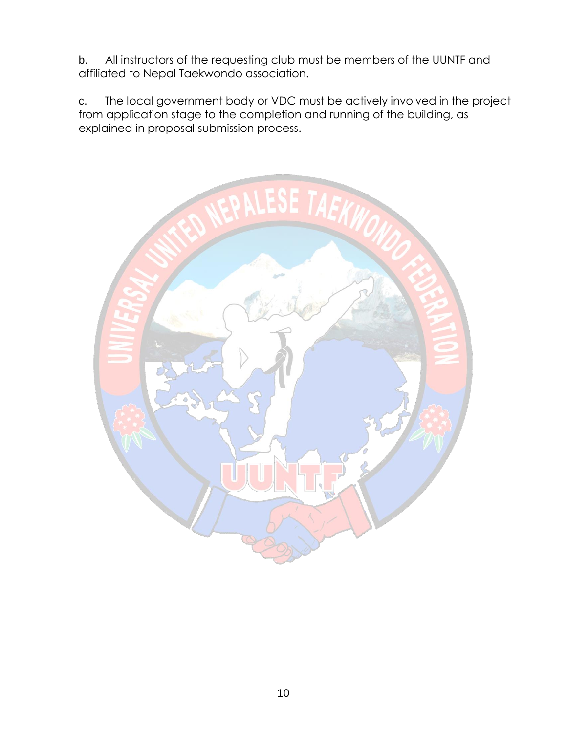b. All instructors of the requesting club must be members of the UUNTF and affiliated to Nepal Taekwondo association.

c. The local government body or VDC must be actively involved in the project from application stage to the completion and running of the building, as explained in proposal submission process.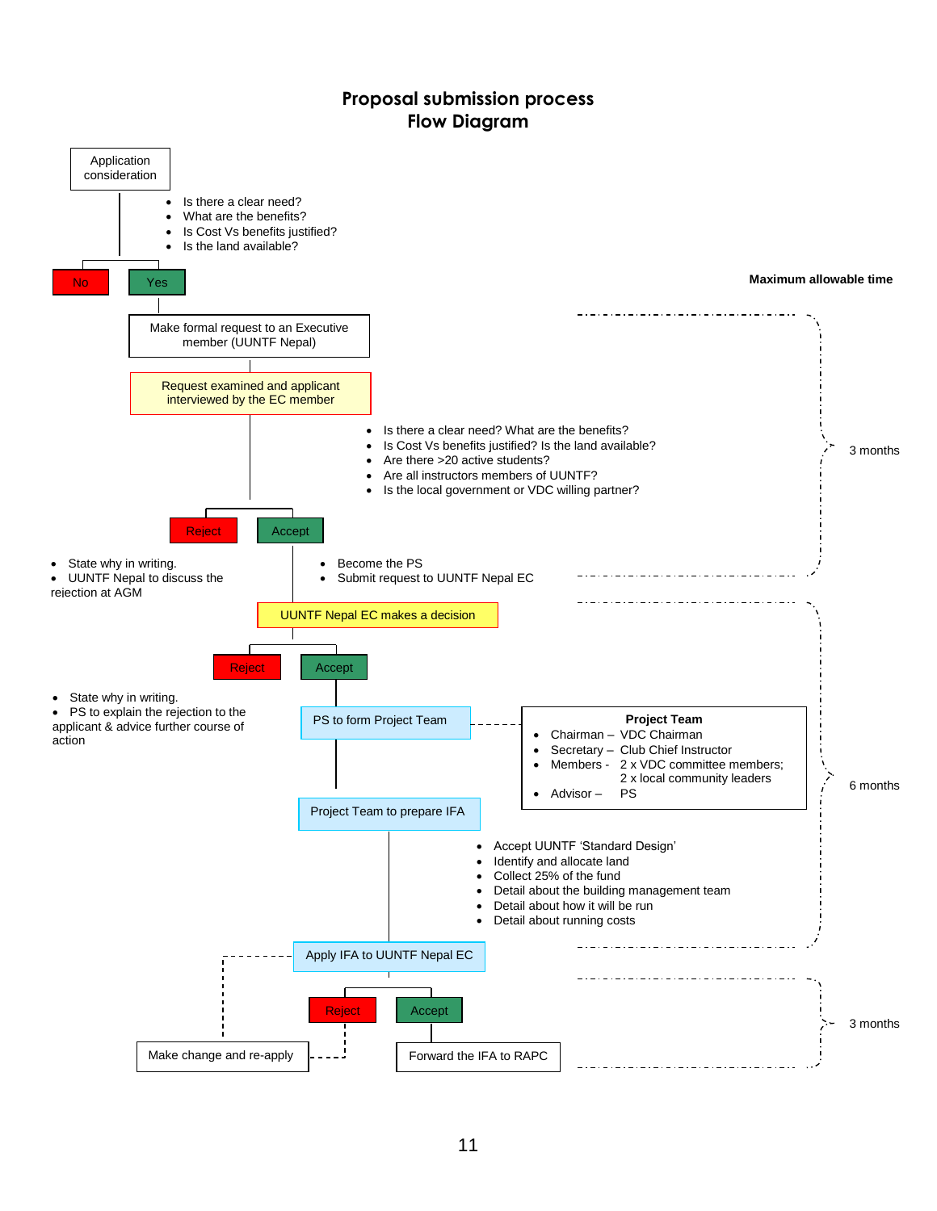# Proposal submission process
# Flow Diagram

Application consideration

- Is there a clear need?
- What are the benefits?
- Is Cost Vs benefits justified?
- Is the land available?

No | Yes

**Maximum allowable time**

Make formal request to an Executive member (UUNTF Nepal)

Request examined and applicant interviewed by the EC member

- Is there a clear need? What are the benefits?
- Is Cost Vs benefits justified? Is the land available?
- Are there >20 active students?
- Are all instructors members of UUNTF?
- Is the local government or VDC willing partner?

3 months

Reject | Accept

- State why in writing.
- UUNTF Nepal to discuss the rejection at AGM

- Become the PS
- Submit request to UUNTF Nepal EC

UUNTF Nepal EC makes a decision

Reject | Accept

- State why in writing.
- PS to explain the rejection to the applicant & advice further course of action

PS to form Project Team

**Project Team**

- Chairman – VDC Chairman
- Secretary – Club Chief Instructor
- Members - 2 x VDC committee members; 2 x local community leaders
- Advisor – PS

6 months

Project Team to prepare IFA

- Accept UUNTF 'Standard Design'
- Identify and allocate land
- Collect 25% of the fund
- Detail about the building management team
- Detail about how it will be run
- Detail about running costs

Apply IFA to UUNTF Nepal EC

Reject | Accept

Make change and re-apply

Forward the IFA to RAPC

3 months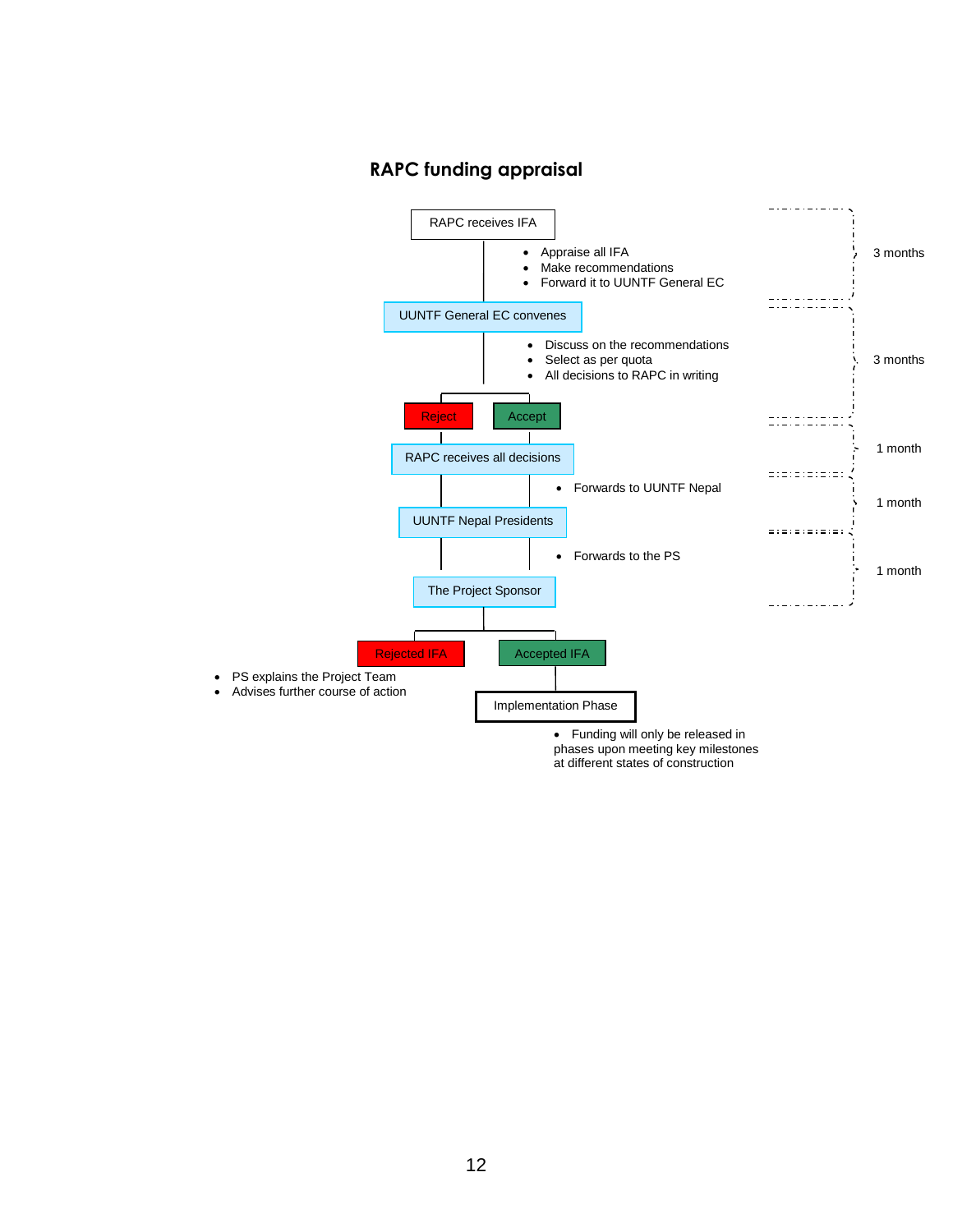## RAPC funding appraisal

RAPC receives IFA

- Appraise all IFA
- Make recommendations
- Forward it to UUNTF General EC

(3 months)

UUNTF General EC convenes

- Discuss on the recommendations
- Select as per quota
- All decisions to RAPC in writing

(3 months)

Reject | Accept

RAPC receives all decisions

(1 month)

- Forwards to UUNTF Nepal

(1 month)

UUNTF Nepal Presidents

- Forwards to the PS

(1 month)

The Project Sponsor

Rejected IFA

- PS explains the Project Team
- Advises further course of action

Accepted IFA

Implementation Phase

- Funding will only be released in phases upon meeting key milestones at different states of construction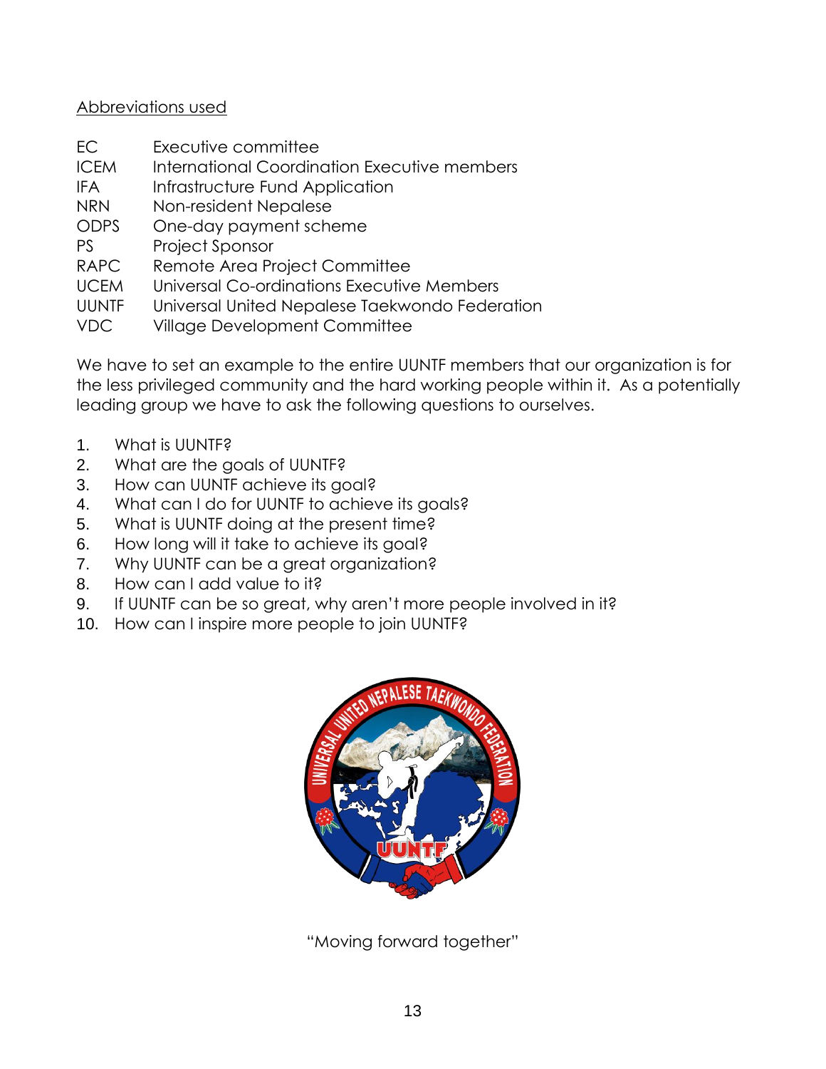Abbreviations used

| | |
|---|---|
| EC | Executive committee |
| ICEM | International Coordination Executive members |
| IFA | Infrastructure Fund Application |
| NRN | Non-resident Nepalese |
| ODPS | One-day payment scheme |
| PS | Project Sponsor |
| RAPC | Remote Area Project Committee |
| UCEM | Universal Co-ordinations Executive Members |
| UUNTF | Universal United Nepalese Taekwondo Federation |
| VDC | Village Development Committee |

We have to set an example to the entire UUNTF members that our organization is for the less privileged community and the hard working people within it. As a potentially leading group we have to ask the following questions to ourselves.

1. What is UUNTF?
2. What are the goals of UUNTF?
3. How can UUNTF achieve its goal?
4. What can I do for UUNTF to achieve its goals?
5. What is UUNTF doing at the present time?
6. How long will it take to achieve its goal?
7. Why UUNTF can be a great organization?
8. How can I add value to it?
9. If UUNTF can be so great, why aren't more people involved in it?
10. How can I inspire more people to join UUNTF?

"Moving forward together"